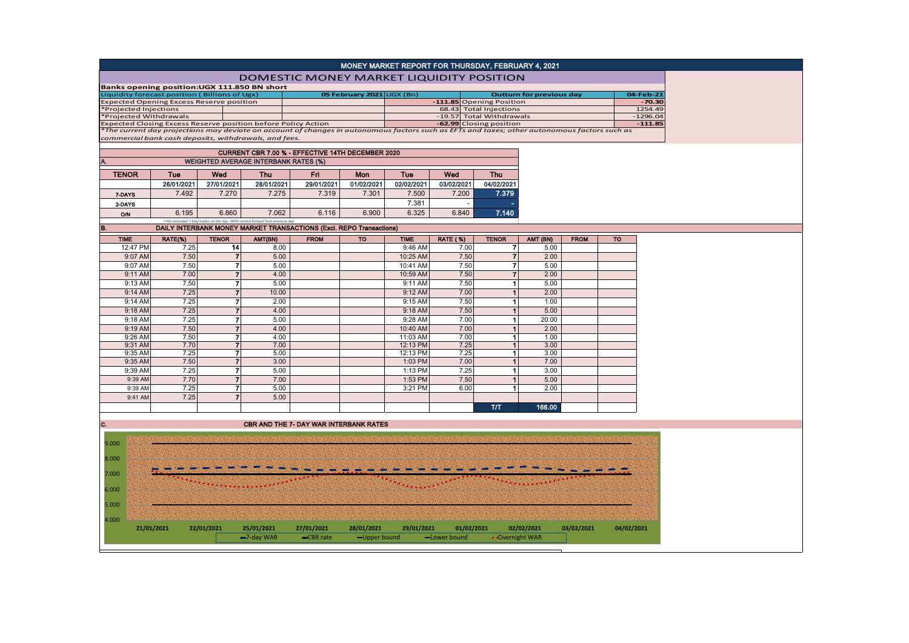# MONEY MARKET REPORT FOR THURSDAY, FEBRUARY 4, 2021

## DOMESTIC MONEY MARKET LIQUIDITY POSITION

**Banks opening position:UGX 111.850 BN short**

| Liquidity forecast position ( Billions of Ugx) | 05 February 2021 | UGX (Bn) | Outturn for previous day | 04-Feb-21 |
|---|---|---|---|---|
| Expected Opening Excess Reserve position | | -111.85 | Opening Position | -70.30 |
| *Projected Injections | | 68.43 | Total Injections | 1254.49 |
| *Projected Withdrawals | | -19.57 | Total Withdrawals | -1296.04 |
| Expected Closing Excess Reserve position before Policy Action | | -62.99 | Closing position | -111.85 |

*The current day projections may deviate on account of changes in autonomous factors such as EFTs and taxes; other autonomous factors such as commercial bank cash deposits, withdrawals, and fees.*

### CURRENT CBR 7.00 % - EFFECTIVE 14TH DECEMBER 2020

### A. WEIGHTED AVERAGE INTERBANK RATES (%)

| TENOR | Tue | Wed | Thu | Fri | Mon | Tue | Wed | Thu |
|---|---|---|---|---|---|---|---|---|
| | 26/01/2021 | 27/01/2021 | 28/01/2021 | 29/01/2021 | 01/02/2021 | 02/02/2021 | 03/02/2021 | 04/02/2021 |
| 7-DAYS | 7.492 | 7.270 | 7.275 | 7.319 | 7.301 | 7.500 | 7.200 | 7.379 |
| 2-DAYS | | | | | | 7.381 | - | - |
| O/N | 6.195 | 6.860 | 7.062 | 6.116 | 6.900 | 6.325 | 6.840 | 7.140 |

*=No executed 7-Day trades on the day. WAR carried forward from previous day.

### B. DAILY INTERBANK MONEY MARKET TRANSACTIONS (Excl. REPO Transactions)

| TIME | RATE(%) | TENOR | AMT(BN) | FROM | TO | TIME | RATE (%) | TENOR | AMT (BN) | FROM | TO |
|---|---|---|---|---|---|---|---|---|---|---|---|
| 12:47 PM | 7.25 | 14 | 8.00 | | | 9:46 AM | 7.00 | 7 | 5.00 | | |
| 9:07 AM | 7.50 | 7 | 5.00 | | | 10:25 AM | 7.50 | 7 | 2.00 | | |
| 9:07 AM | 7.50 | 7 | 5.00 | | | 10:41 AM | 7.50 | 7 | 5.00 | | |
| 9:11 AM | 7.00 | 7 | 4.00 | | | 10:59 AM | 7.50 | 7 | 2.00 | | |
| 9:13 AM | 7.50 | 7 | 5.00 | | | 9:11 AM | 7.50 | 1 | 5.00 | | |
| 9:14 AM | 7.25 | 7 | 10.00 | | | 9:12 AM | 7.00 | 1 | 2.00 | | |
| 9:14 AM | 7.25 | 7 | 2.00 | | | 9:15 AM | 7.50 | 1 | 1.00 | | |
| 9:18 AM | 7.25 | 7 | 4.00 | | | 9:18 AM | 7.50 | 1 | 5.00 | | |
| 9:18 AM | 7.25 | 7 | 5.00 | | | 9:28 AM | 7.00 | 1 | 20.00 | | |
| 9:19 AM | 7.50 | 7 | 4.00 | | | 10:40 AM | 7.00 | 1 | 2.00 | | |
| 9:26 AM | 7.50 | 7 | 4.00 | | | 11:03 AM | 7.00 | 1 | 1.00 | | |
| 9:31 AM | 7.70 | 7 | 7.00 | | | 12:13 PM | 7.25 | 1 | 3.00 | | |
| 9:35 AM | 7.25 | 7 | 5.00 | | | 12:13 PM | 7.25 | 1 | 3.00 | | |
| 9:35 AM | 7.50 | 7 | 3.00 | | | 1:03 PM | 7.00 | 1 | 7.00 | | |
| 9:39 AM | 7.25 | 7 | 5.00 | | | 1:13 PM | 7.25 | 1 | 3.00 | | |
| 9:39 AM | 7.70 | 7 | 7.00 | | | 1:53 PM | 7.50 | 1 | 5.00 | | |
| 9:39 AM | 7.25 | 7 | 5.00 | | | 3:21 PM | 6.00 | 1 | 2.00 | | |
| 9:41 AM | 7.25 | 7 | 5.00 | | | | | | | | |
| | | | | | | | | T/T | 166.00 | | |

### C. CBR AND THE 7- DAY WAR INTERBANK RATES

9.000
8.000
7.000
6.000
5.000
4.000

21/01/2021 22/01/2021 25/01/2021 27/01/2021 28/01/2021 29/01/2021 01/02/2021 02/02/2021 03/02/2021 04/02/2021

7-day WAR, CBR rate, Upper bound, Lower bound, Overnight WAR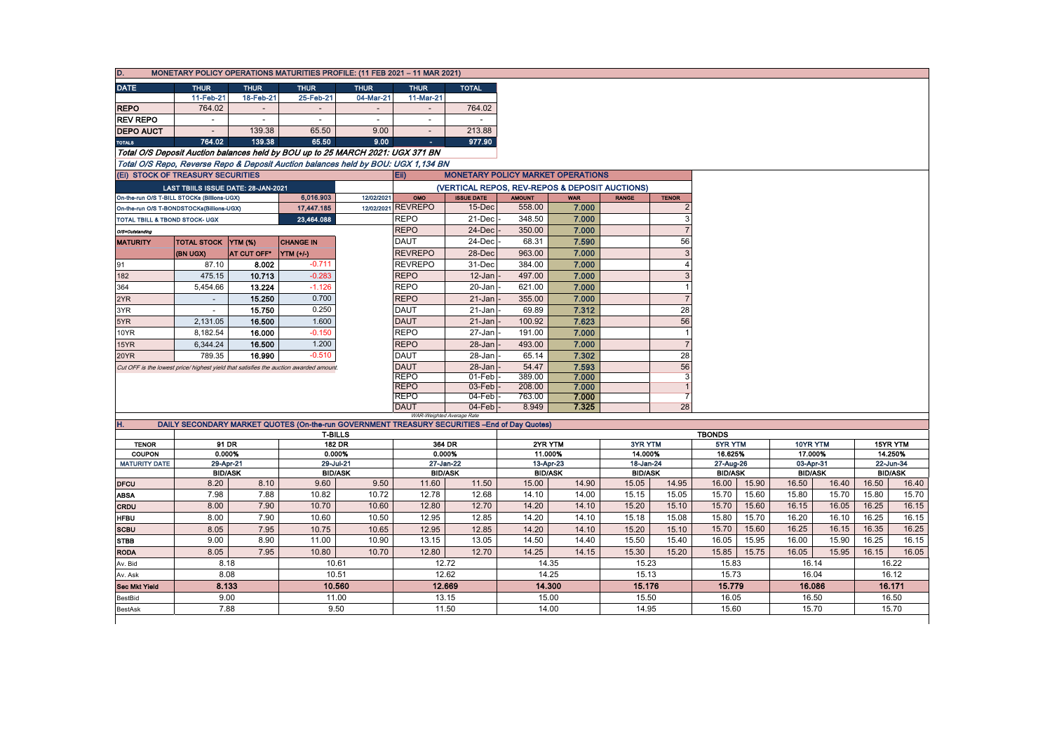## D. MONETARY POLICY OPERATIONS MATURITIES PROFILE: (11 FEB 2021 – 11 MAR 2021)

| DATE | THUR | THUR | THUR | THUR | THUR | TOTAL |
|---|---|---|---|---|---|---|
| | 11-Feb-21 | 18-Feb-21 | 25-Feb-21 | 04-Mar-21 | 11-Mar-21 | |
| REPO | 764.02 | - | - | - | - | 764.02 |
| REV REPO | - | - | - | - | - | - |
| DEPO AUCT | - | 139.38 | 65.50 | 9.00 | - | 213.88 |
| TOTALS | 764.02 | 139.38 | 65.50 | 9.00 | - | 977.90 |

*Total O/S Deposit Auction balances held by BOU up to 25 MARCH 2021: UGX 371 BN*

*Total O/S Repo, Reverse Repo & Deposit Auction balances held by BOU: UGX 1,134 BN*

## (Ei) STOCK OF TREASURY SECURITIES

| LAST TBIILS ISSUE DATE: 28-JAN-2021 | | | |
|---|---|---|---|
| On-the-run O/S T-BILL STOCKs (Billions-UGX) | | 6,016.903 | 12/02/2021 |
| On-the-run O/S T-BONDSTOCKs(Billions-UGX) | | 17,447.185 | 12/02/2021 |
| TOTAL TBILL & TBOND STOCK- UGX | | 23,464.088 | |

O/S=Outstanding

| MATURITY | TOTAL STOCK (BN UGX) | YTM (%) AT CUT OFF* | CHANGE IN YTM (+/-) |
|---|---|---|---|
| 91 | 87.10 | 8.002 | -0.711 |
| 182 | 475.15 | 10.713 | -0.283 |
| 364 | 5,454.66 | 13.224 | -1.126 |
| 2YR | - | 15.250 | 0.700 |
| 3YR | - | 15.750 | 0.250 |
| 5YR | 2,131.05 | 16.500 | 1.600 |
| 10YR | 8,182.54 | 16.000 | -0.150 |
| 15YR | 6,344.24 | 16.500 | 1.200 |
| 20YR | 789.35 | 16.990 | -0.510 |

*Cut OFF is the lowest price/ highest yield that satisfies the auction awarded amount.*

## Eii) MONETARY POLICY MARKET OPERATIONS

(VERTICAL REPOS, REV-REPOS & DEPOSIT AUCTIONS)

| OMO | ISSUE DATE | AMOUNT | WAR | RANGE | TENOR |
|---|---|---|---|---|---|
| REVREPO | 15-Dec | 558.00 | 7.000 | | 2 |
| REPO | 21-Dec | 348.50 | 7.000 | | 3 |
| REPO | 24-Dec | 350.00 | 7.000 | | 7 |
| DAUT | 24-Dec | 68.31 | 7.590 | | 56 |
| REVREPO | 28-Dec | 963.00 | 7.000 | | 3 |
| REVREPO | 31-Dec | 384.00 | 7.000 | | 4 |
| REPO | 12-Jan | 497.00 | 7.000 | | 3 |
| REPO | 20-Jan | 621.00 | 7.000 | | 1 |
| REPO | 21-Jan | 355.00 | 7.000 | | 7 |
| DAUT | 21-Jan | 69.89 | 7.312 | | 28 |
| DAUT | 21-Jan | 100.92 | 7.623 | | 56 |
| REPO | 27-Jan | 191.00 | 7.000 | | 1 |
| REPO | 28-Jan | 493.00 | 7.000 | | 7 |
| DAUT | 28-Jan | 65.14 | 7.302 | | 28 |
| DAUT | 28-Jan | 54.47 | 7.593 | | 56 |
| REPO | 01-Feb | 389.00 | 7.000 | | 3 |
| REPO | 03-Feb | 208.00 | 7.000 | | 1 |
| REPO | 04-Feb | 763.00 | 7.000 | | 7 |
| DAUT | 04-Feb | 8.949 | 7.325 | | 28 |

*WAR-Weighted Average Rate*

## H. DAILY SECONDARY MARKET QUOTES (On-the-run GOVERNMENT TREASURY SECURITIES –End of Day Quotes)

| | T-BILLS | | | | | | TBONDS | | | | | | | | | |
|---|---|---|---|---|---|---|---|---|---|---|---|---|---|---|---|---|
| TENOR | 91 DR | | 182 DR | | 364 DR | | 2YR YTM | | 3YR YTM | | 5YR YTM | | 10YR YTM | | 15YR YTM | |
| COUPON | 0.000% | | 0.000% | | 0.000% | | 11.000% | | 14.000% | | 16.625% | | 17.000% | | 14.250% | |
| MATURITY DATE | 29-Apr-21 | | 29-Jul-21 | | 27-Jan-22 | | 13-Apr-23 | | 18-Jan-24 | | 27-Aug-26 | | 03-Apr-31 | | 22-Jun-34 | |
| | BID/ASK | | BID/ASK | | BID/ASK | | BID/ASK | | BID/ASK | | BID/ASK | | BID/ASK | | BID/ASK | |
| DFCU | 8.20 | 8.10 | 9.60 | 9.50 | 11.60 | 11.50 | 15.00 | 14.90 | 15.05 | 14.95 | 16.00 | 15.90 | 16.50 | 16.40 | 16.50 | 16.40 |
| ABSA | 7.98 | 7.88 | 10.82 | 10.72 | 12.78 | 12.68 | 14.10 | 14.00 | 15.15 | 15.05 | 15.70 | 15.60 | 15.80 | 15.70 | 15.80 | 15.70 |
| CRDU | 8.00 | 7.90 | 10.70 | 10.60 | 12.80 | 12.70 | 14.20 | 14.10 | 15.20 | 15.10 | 15.70 | 15.60 | 16.15 | 16.05 | 16.25 | 16.15 |
| HFBU | 8.00 | 7.90 | 10.60 | 10.50 | 12.95 | 12.85 | 14.20 | 14.10 | 15.18 | 15.08 | 15.80 | 15.70 | 16.20 | 16.10 | 16.25 | 16.15 |
| SCBU | 8.05 | 7.95 | 10.75 | 10.65 | 12.95 | 12.85 | 14.20 | 14.10 | 15.20 | 15.10 | 15.70 | 15.60 | 16.25 | 16.15 | 16.35 | 16.25 |
| STBB | 9.00 | 8.90 | 11.00 | 10.90 | 13.15 | 13.05 | 14.50 | 14.40 | 15.50 | 15.40 | 16.05 | 15.95 | 16.00 | 15.90 | 16.25 | 16.15 |
| RODA | 8.05 | 7.95 | 10.80 | 10.70 | 12.80 | 12.70 | 14.25 | 14.15 | 15.30 | 15.20 | 15.85 | 15.75 | 16.05 | 15.95 | 16.15 | 16.05 |
| Av. Bid | 8.18 | | 10.61 | | 12.72 | | 14.35 | | 15.23 | | 15.83 | | 16.14 | | 16.22 | |
| Av. Ask | 8.08 | | 10.51 | | 12.62 | | 14.25 | | 15.13 | | 15.73 | | 16.04 | | 16.12 | |
| Sec Mkt Yield | 8.133 | | 10.560 | | 12.669 | | 14.300 | | 15.176 | | 15.779 | | 16.086 | | 16.171 | |
| BestBid | 9.00 | | 11.00 | | 13.15 | | 15.00 | | 15.50 | | 16.05 | | 16.50 | | 16.50 | |
| BestAsk | 7.88 | | 9.50 | | 11.50 | | 14.00 | | 14.95 | | 15.60 | | 15.70 | | 15.70 | |